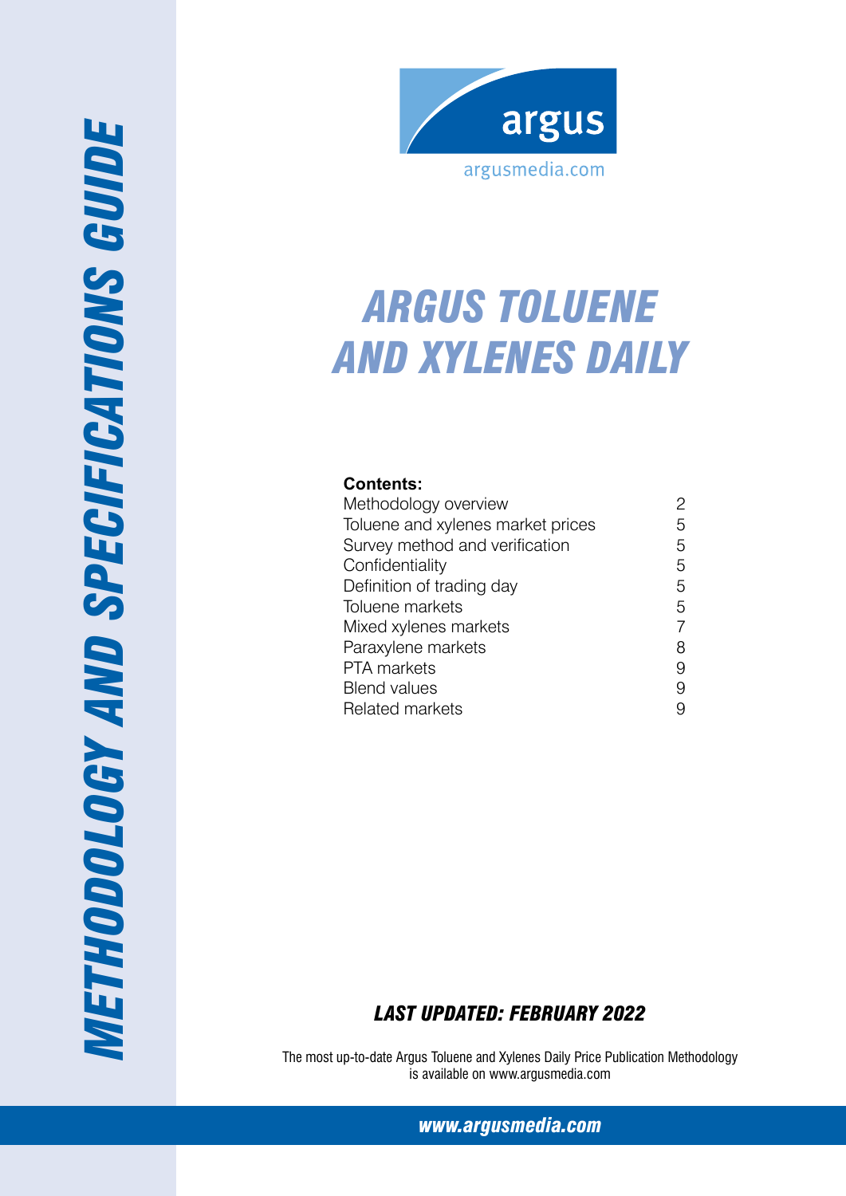# METHODOLOGY AND SPECIFICATIONS GUIDE

argus

argusmedia.com

# ARGUS TOLUENE AND XYLENES DAILY

**Contents:**

| | |
|---|---|
| Methodology overview | 2 |
| Toluene and xylenes market prices | 5 |
| Survey method and verification | 5 |
| Confidentiality | 5 |
| Definition of trading day | 5 |
| Toluene markets | 5 |
| Mixed xylenes markets | 7 |
| Paraxylene markets | 8 |
| PTA markets | 9 |
| Blend values | 9 |
| Related markets | 9 |

***LAST UPDATED: FEBRUARY 2022***

The most up-to-date Argus Toluene and Xylenes Daily Price Publication Methodology is available on www.argusmedia.com

***www.argusmedia.com***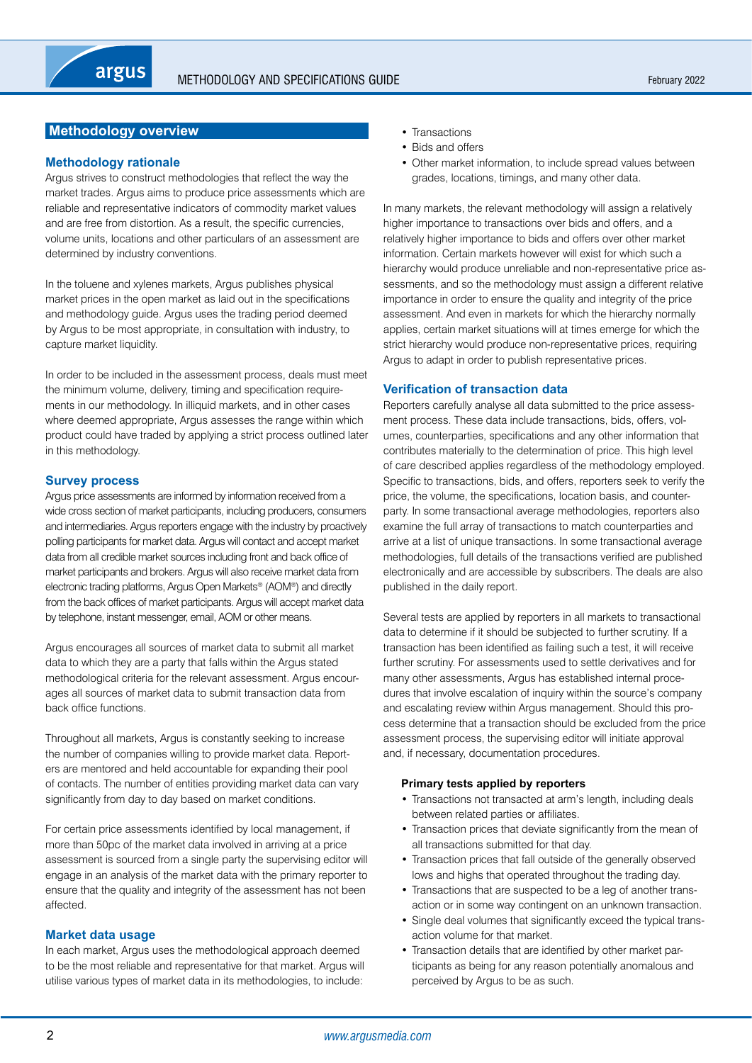## Methodology overview

### Methodology rationale

Argus strives to construct methodologies that reflect the way the market trades. Argus aims to produce price assessments which are reliable and representative indicators of commodity market values and are free from distortion. As a result, the specific currencies, volume units, locations and other particulars of an assessment are determined by industry conventions.

In the toluene and xylenes markets, Argus publishes physical market prices in the open market as laid out in the specifications and methodology guide. Argus uses the trading period deemed by Argus to be most appropriate, in consultation with industry, to capture market liquidity.

In order to be included in the assessment process, deals must meet the minimum volume, delivery, timing and specification requirements in our methodology. In illiquid markets, and in other cases where deemed appropriate, Argus assesses the range within which product could have traded by applying a strict process outlined later in this methodology.

### Survey process

Argus price assessments are informed by information received from a wide cross section of market participants, including producers, consumers and intermediaries. Argus reporters engage with the industry by proactively polling participants for market data. Argus will contact and accept market data from all credible market sources including front and back office of market participants and brokers. Argus will also receive market data from electronic trading platforms, Argus Open Markets® (AOM®) and directly from the back offices of market participants. Argus will accept market data by telephone, instant messenger, email, AOM or other means.

Argus encourages all sources of market data to submit all market data to which they are a party that falls within the Argus stated methodological criteria for the relevant assessment. Argus encourages all sources of market data to submit transaction data from back office functions.

Throughout all markets, Argus is constantly seeking to increase the number of companies willing to provide market data. Reporters are mentored and held accountable for expanding their pool of contacts. The number of entities providing market data can vary significantly from day to day based on market conditions.

For certain price assessments identified by local management, if more than 50pc of the market data involved in arriving at a price assessment is sourced from a single party the supervising editor will engage in an analysis of the market data with the primary reporter to ensure that the quality and integrity of the assessment has not been affected.

### Market data usage

In each market, Argus uses the methodological approach deemed to be the most reliable and representative for that market. Argus will utilise various types of market data in its methodologies, to include:

- Transactions
- Bids and offers
- Other market information, to include spread values between grades, locations, timings, and many other data.

In many markets, the relevant methodology will assign a relatively higher importance to transactions over bids and offers, and a relatively higher importance to bids and offers over other market information. Certain markets however will exist for which such a hierarchy would produce unreliable and non-representative price assessments, and so the methodology must assign a different relative importance in order to ensure the quality and integrity of the price assessment. And even in markets for which the hierarchy normally applies, certain market situations will at times emerge for which the strict hierarchy would produce non-representative prices, requiring Argus to adapt in order to publish representative prices.

### Verification of transaction data

Reporters carefully analyse all data submitted to the price assessment process. These data include transactions, bids, offers, volumes, counterparties, specifications and any other information that contributes materially to the determination of price. This high level of care described applies regardless of the methodology employed. Specific to transactions, bids, and offers, reporters seek to verify the price, the volume, the specifications, location basis, and counterparty. In some transactional average methodologies, reporters also examine the full array of transactions to match counterparties and arrive at a list of unique transactions. In some transactional average methodologies, full details of the transactions verified are published electronically and are accessible by subscribers. The deals are also published in the daily report.

Several tests are applied by reporters in all markets to transactional data to determine if it should be subjected to further scrutiny. If a transaction has been identified as failing such a test, it will receive further scrutiny. For assessments used to settle derivatives and for many other assessments, Argus has established internal procedures that involve escalation of inquiry within the source's company and escalating review within Argus management. Should this process determine that a transaction should be excluded from the price assessment process, the supervising editor will initiate approval and, if necessary, documentation procedures.

**Primary tests applied by reporters**

- Transactions not transacted at arm's length, including deals between related parties or affiliates.
- Transaction prices that deviate significantly from the mean of all transactions submitted for that day.
- Transaction prices that fall outside of the generally observed lows and highs that operated throughout the trading day.
- Transactions that are suspected to be a leg of another transaction or in some way contingent on an unknown transaction.
- Single deal volumes that significantly exceed the typical transaction volume for that market.
- Transaction details that are identified by other market participants as being for any reason potentially anomalous and perceived by Argus to be as such.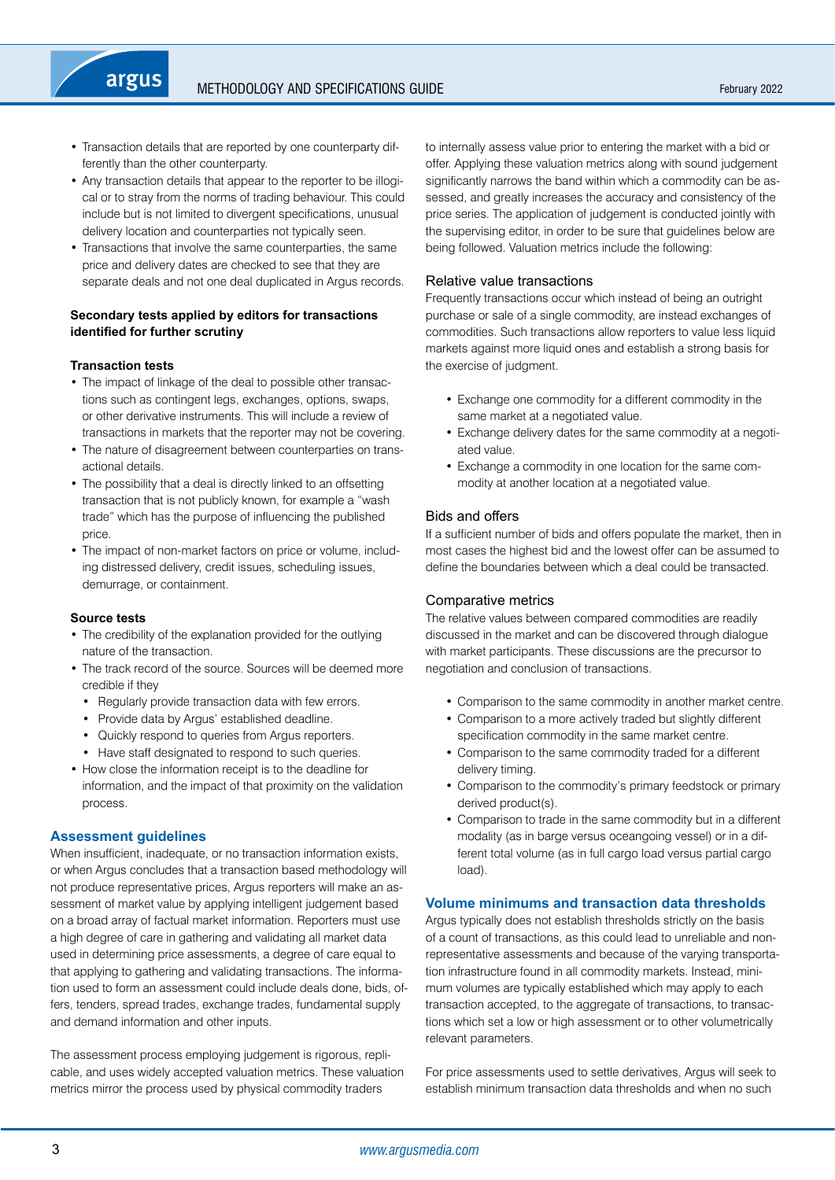- Transaction details that are reported by one counterparty differently than the other counterparty.
- Any transaction details that appear to the reporter to be illogical or to stray from the norms of trading behaviour. This could include but is not limited to divergent specifications, unusual delivery location and counterparties not typically seen.
- Transactions that involve the same counterparties, the same price and delivery dates are checked to see that they are separate deals and not one deal duplicated in Argus records.

**Secondary tests applied by editors for transactions identified for further scrutiny**

**Transaction tests**

- The impact of linkage of the deal to possible other transactions such as contingent legs, exchanges, options, swaps, or other derivative instruments. This will include a review of transactions in markets that the reporter may not be covering.
- The nature of disagreement between counterparties on transactional details.
- The possibility that a deal is directly linked to an offsetting transaction that is not publicly known, for example a "wash trade" which has the purpose of influencing the published price.
- The impact of non-market factors on price or volume, including distressed delivery, credit issues, scheduling issues, demurrage, or containment.

**Source tests**

- The credibility of the explanation provided for the outlying nature of the transaction.
- The track record of the source. Sources will be deemed more credible if they
  - Regularly provide transaction data with few errors.
  - Provide data by Argus' established deadline.
  - Quickly respond to queries from Argus reporters.
  - Have staff designated to respond to such queries.
- How close the information receipt is to the deadline for information, and the impact of that proximity on the validation process.

## Assessment guidelines

When insufficient, inadequate, or no transaction information exists, or when Argus concludes that a transaction based methodology will not produce representative prices, Argus reporters will make an assessment of market value by applying intelligent judgement based on a broad array of factual market information. Reporters must use a high degree of care in gathering and validating all market data used in determining price assessments, a degree of care equal to that applying to gathering and validating transactions. The information used to form an assessment could include deals done, bids, offers, tenders, spread trades, exchange trades, fundamental supply and demand information and other inputs.

The assessment process employing judgement is rigorous, replicable, and uses widely accepted valuation metrics. These valuation metrics mirror the process used by physical commodity traders to internally assess value prior to entering the market with a bid or offer. Applying these valuation metrics along with sound judgement significantly narrows the band within which a commodity can be assessed, and greatly increases the accuracy and consistency of the price series. The application of judgement is conducted jointly with the supervising editor, in order to be sure that guidelines below are being followed. Valuation metrics include the following:

### Relative value transactions

Frequently transactions occur which instead of being an outright purchase or sale of a single commodity, are instead exchanges of commodities. Such transactions allow reporters to value less liquid markets against more liquid ones and establish a strong basis for the exercise of judgment.

- Exchange one commodity for a different commodity in the same market at a negotiated value.
- Exchange delivery dates for the same commodity at a negotiated value.
- Exchange a commodity in one location for the same commodity at another location at a negotiated value.

### Bids and offers

If a sufficient number of bids and offers populate the market, then in most cases the highest bid and the lowest offer can be assumed to define the boundaries between which a deal could be transacted.

### Comparative metrics

The relative values between compared commodities are readily discussed in the market and can be discovered through dialogue with market participants. These discussions are the precursor to negotiation and conclusion of transactions.

- Comparison to the same commodity in another market centre.
- Comparison to a more actively traded but slightly different specification commodity in the same market centre.
- Comparison to the same commodity traded for a different delivery timing.
- Comparison to the commodity's primary feedstock or primary derived product(s).
- Comparison to trade in the same commodity but in a different modality (as in barge versus oceangoing vessel) or in a different total volume (as in full cargo load versus partial cargo load).

## Volume minimums and transaction data thresholds

Argus typically does not establish thresholds strictly on the basis of a count of transactions, as this could lead to unreliable and non-representative assessments and because of the varying transportation infrastructure found in all commodity markets. Instead, minimum volumes are typically established which may apply to each transaction accepted, to the aggregate of transactions, to transactions which set a low or high assessment or to other volumetrically relevant parameters.

For price assessments used to settle derivatives, Argus will seek to establish minimum transaction data thresholds and when no such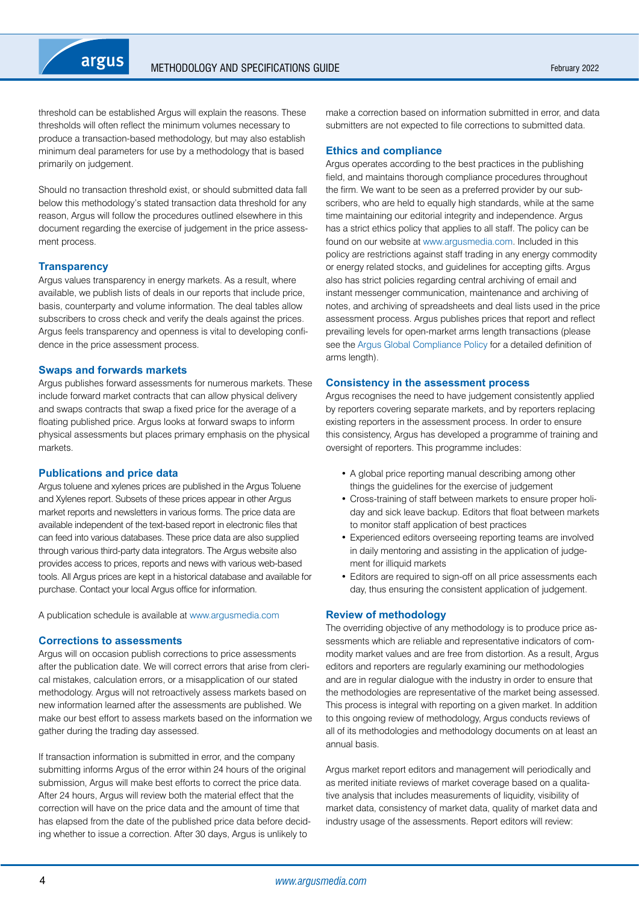threshold can be established Argus will explain the reasons. These thresholds will often reflect the minimum volumes necessary to produce a transaction-based methodology, but may also establish minimum deal parameters for use by a methodology that is based primarily on judgement.

Should no transaction threshold exist, or should submitted data fall below this methodology's stated transaction data threshold for any reason, Argus will follow the procedures outlined elsewhere in this document regarding the exercise of judgement in the price assessment process.

### Transparency

Argus values transparency in energy markets. As a result, where available, we publish lists of deals in our reports that include price, basis, counterparty and volume information. The deal tables allow subscribers to cross check and verify the deals against the prices. Argus feels transparency and openness is vital to developing confidence in the price assessment process.

### Swaps and forwards markets

Argus publishes forward assessments for numerous markets. These include forward market contracts that can allow physical delivery and swaps contracts that swap a fixed price for the average of a floating published price. Argus looks at forward swaps to inform physical assessments but places primary emphasis on the physical markets.

### Publications and price data

Argus toluene and xylenes prices are published in the Argus Toluene and Xylenes report. Subsets of these prices appear in other Argus market reports and newsletters in various forms. The price data are available independent of the text-based report in electronic files that can feed into various databases. These price data are also supplied through various third-party data integrators. The Argus website also provides access to prices, reports and news with various web-based tools. All Argus prices are kept in a historical database and available for purchase. Contact your local Argus office for information.

A publication schedule is available at www.argusmedia.com

### Corrections to assessments

Argus will on occasion publish corrections to price assessments after the publication date. We will correct errors that arise from clerical mistakes, calculation errors, or a misapplication of our stated methodology. Argus will not retroactively assess markets based on new information learned after the assessments are published. We make our best effort to assess markets based on the information we gather during the trading day assessed.

If transaction information is submitted in error, and the company submitting informs Argus of the error within 24 hours of the original submission, Argus will make best efforts to correct the price data. After 24 hours, Argus will review both the material effect that the correction will have on the price data and the amount of time that has elapsed from the date of the published price data before deciding whether to issue a correction. After 30 days, Argus is unlikely to make a correction based on information submitted in error, and data submitters are not expected to file corrections to submitted data.

### Ethics and compliance

Argus operates according to the best practices in the publishing field, and maintains thorough compliance procedures throughout the firm. We want to be seen as a preferred provider by our subscribers, who are held to equally high standards, while at the same time maintaining our editorial integrity and independence. Argus has a strict ethics policy that applies to all staff. The policy can be found on our website at www.argusmedia.com. Included in this policy are restrictions against staff trading in any energy commodity or energy related stocks, and guidelines for accepting gifts. Argus also has strict policies regarding central archiving of email and instant messenger communication, maintenance and archiving of notes, and archiving of spreadsheets and deal lists used in the price assessment process. Argus publishes prices that report and reflect prevailing levels for open-market arms length transactions (please see the Argus Global Compliance Policy for a detailed definition of arms length).

### Consistency in the assessment process

Argus recognises the need to have judgement consistently applied by reporters covering separate markets, and by reporters replacing existing reporters in the assessment process. In order to ensure this consistency, Argus has developed a programme of training and oversight of reporters. This programme includes:

- A global price reporting manual describing among other things the guidelines for the exercise of judgement
- Cross-training of staff between markets to ensure proper holiday and sick leave backup. Editors that float between markets to monitor staff application of best practices
- Experienced editors overseeing reporting teams are involved in daily mentoring and assisting in the application of judgement for illiquid markets
- Editors are required to sign-off on all price assessments each day, thus ensuring the consistent application of judgement.

### Review of methodology

The overriding objective of any methodology is to produce price assessments which are reliable and representative indicators of commodity market values and are free from distortion. As a result, Argus editors and reporters are regularly examining our methodologies and are in regular dialogue with the industry in order to ensure that the methodologies are representative of the market being assessed. This process is integral with reporting on a given market. In addition to this ongoing review of methodology, Argus conducts reviews of all of its methodologies and methodology documents on at least an annual basis.

Argus market report editors and management will periodically and as merited initiate reviews of market coverage based on a qualitative analysis that includes measurements of liquidity, visibility of market data, consistency of market data, quality of market data and industry usage of the assessments. Report editors will review: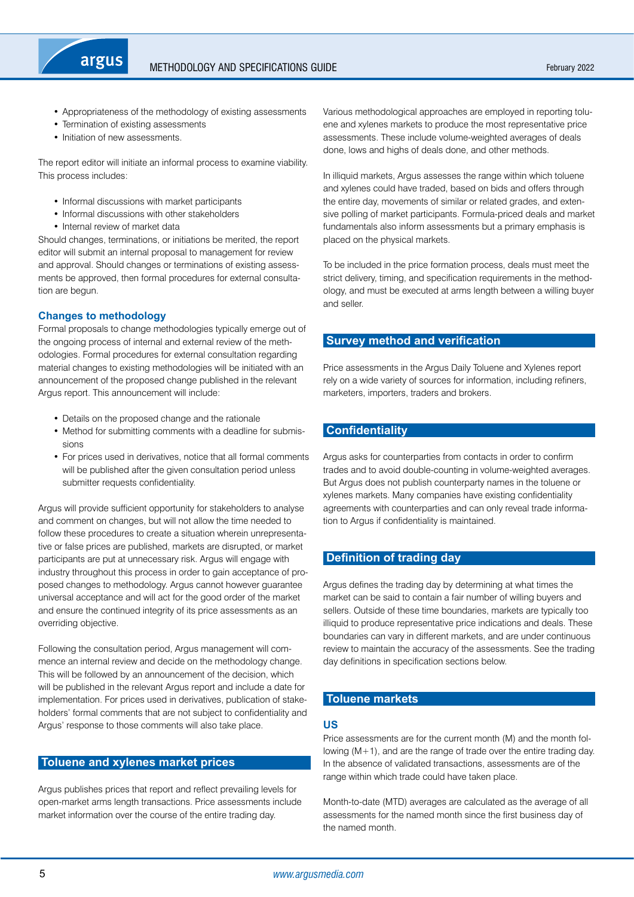- Appropriateness of the methodology of existing assessments
- Termination of existing assessments
- Initiation of new assessments.

The report editor will initiate an informal process to examine viability. This process includes:

- Informal discussions with market participants
- Informal discussions with other stakeholders
- Internal review of market data

Should changes, terminations, or initiations be merited, the report editor will submit an internal proposal to management for review and approval. Should changes or terminations of existing assessments be approved, then formal procedures for external consultation are begun.

### Changes to methodology

Formal proposals to change methodologies typically emerge out of the ongoing process of internal and external review of the methodologies. Formal procedures for external consultation regarding material changes to existing methodologies will be initiated with an announcement of the proposed change published in the relevant Argus report. This announcement will include:

- Details on the proposed change and the rationale
- Method for submitting comments with a deadline for submissions
- For prices used in derivatives, notice that all formal comments will be published after the given consultation period unless submitter requests confidentiality.

Argus will provide sufficient opportunity for stakeholders to analyse and comment on changes, but will not allow the time needed to follow these procedures to create a situation wherein unrepresentative or false prices are published, markets are disrupted, or market participants are put at unnecessary risk. Argus will engage with industry throughout this process in order to gain acceptance of proposed changes to methodology. Argus cannot however guarantee universal acceptance and will act for the good order of the market and ensure the continued integrity of its price assessments as an overriding objective.

Following the consultation period, Argus management will commence an internal review and decide on the methodology change. This will be followed by an announcement of the decision, which will be published in the relevant Argus report and include a date for implementation. For prices used in derivatives, publication of stakeholders' formal comments that are not subject to confidentiality and Argus' response to those comments will also take place.

## Toluene and xylenes market prices

Argus publishes prices that report and reflect prevailing levels for open-market arms length transactions. Price assessments include market information over the course of the entire trading day.

Various methodological approaches are employed in reporting toluene and xylenes markets to produce the most representative price assessments. These include volume-weighted averages of deals done, lows and highs of deals done, and other methods.

In illiquid markets, Argus assesses the range within which toluene and xylenes could have traded, based on bids and offers through the entire day, movements of similar or related grades, and extensive polling of market participants. Formula-priced deals and market fundamentals also inform assessments but a primary emphasis is placed on the physical markets.

To be included in the price formation process, deals must meet the strict delivery, timing, and specification requirements in the methodology, and must be executed at arms length between a willing buyer and seller.

## Survey method and verification

Price assessments in the Argus Daily Toluene and Xylenes report rely on a wide variety of sources for information, including refiners, marketers, importers, traders and brokers.

## Confidentiality

Argus asks for counterparties from contacts in order to confirm trades and to avoid double-counting in volume-weighted averages. But Argus does not publish counterparty names in the toluene or xylenes markets. Many companies have existing confidentiality agreements with counterparties and can only reveal trade information to Argus if confidentiality is maintained.

## Definition of trading day

Argus defines the trading day by determining at what times the market can be said to contain a fair number of willing buyers and sellers. Outside of these time boundaries, markets are typically too illiquid to produce representative price indications and deals. These boundaries can vary in different markets, and are under continuous review to maintain the accuracy of the assessments. See the trading day definitions in specification sections below.

## Toluene markets

### US

Price assessments are for the current month (M) and the month following (M+1), and are the range of trade over the entire trading day. In the absence of validated transactions, assessments are of the range within which trade could have taken place.

Month-to-date (MTD) averages are calculated as the average of all assessments for the named month since the first business day of the named month.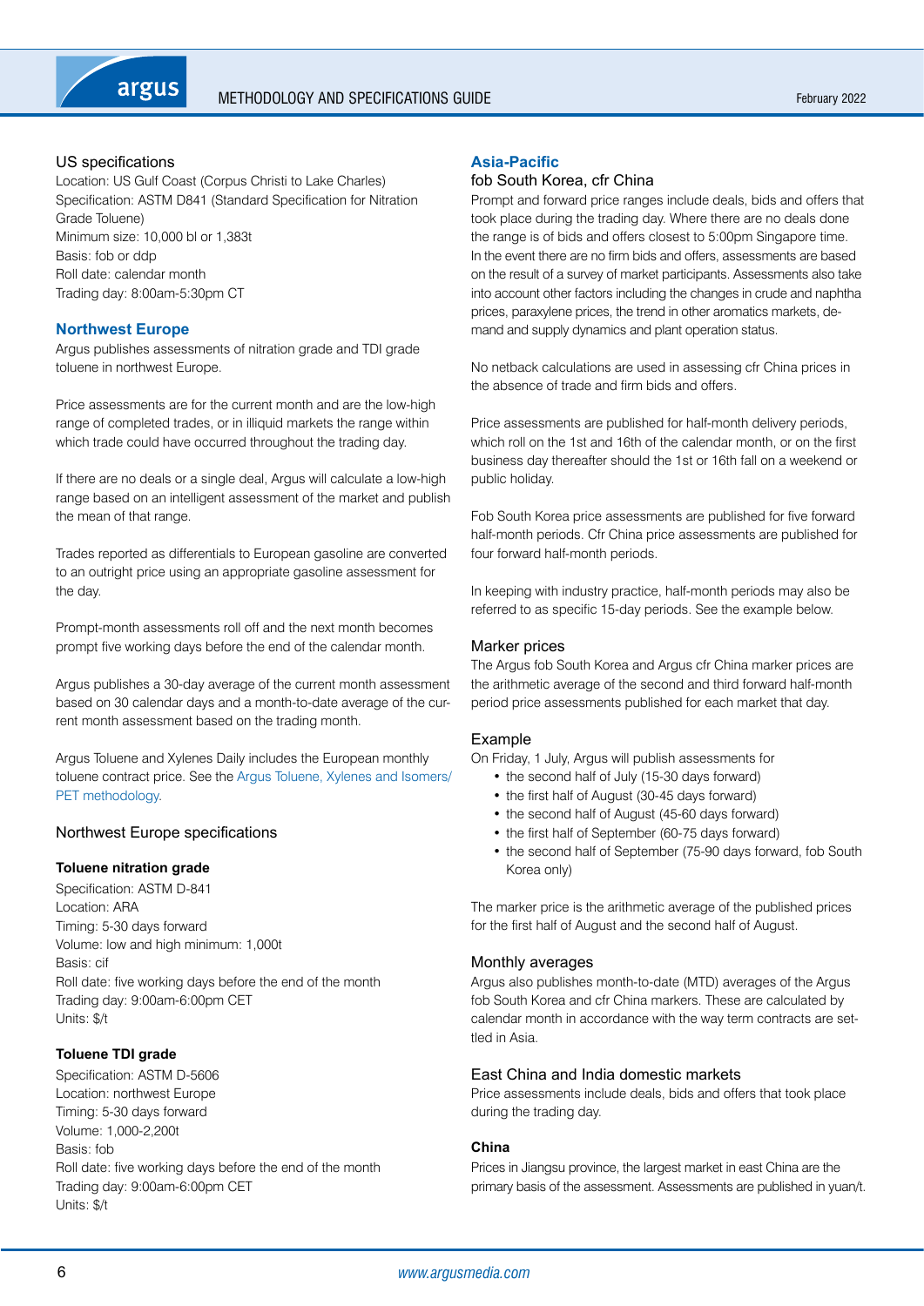### US specifications

Location: US Gulf Coast (Corpus Christi to Lake Charles)
Specification: ASTM D841 (Standard Specification for Nitration Grade Toluene)
Minimum size: 10,000 bl or 1,383t
Basis: fob or ddp
Roll date: calendar month
Trading day: 8:00am-5:30pm CT

## Northwest Europe

Argus publishes assessments of nitration grade and TDI grade toluene in northwest Europe.

Price assessments are for the current month and are the low-high range of completed trades, or in illiquid markets the range within which trade could have occurred throughout the trading day.

If there are no deals or a single deal, Argus will calculate a low-high range based on an intelligent assessment of the market and publish the mean of that range.

Trades reported as differentials to European gasoline are converted to an outright price using an appropriate gasoline assessment for the day.

Prompt-month assessments roll off and the next month becomes prompt five working days before the end of the calendar month.

Argus publishes a 30-day average of the current month assessment based on 30 calendar days and a month-to-date average of the current month assessment based on the trading month.

Argus Toluene and Xylenes Daily includes the European monthly toluene contract price. See the Argus Toluene, Xylenes and Isomers/PET methodology.

### Northwest Europe specifications

**Toluene nitration grade**

Specification: ASTM D-841
Location: ARA
Timing: 5-30 days forward
Volume: low and high minimum: 1,000t
Basis: cif
Roll date: five working days before the end of the month
Trading day: 9:00am-6:00pm CET
Units: $/t

**Toluene TDI grade**

Specification: ASTM D-5606
Location: northwest Europe
Timing: 5-30 days forward
Volume: 1,000-2,200t
Basis: fob
Roll date: five working days before the end of the month
Trading day: 9:00am-6:00pm CET
Units: $/t

## Asia-Pacific

### fob South Korea, cfr China

Prompt and forward price ranges include deals, bids and offers that took place during the trading day. Where there are no deals done the range is of bids and offers closest to 5:00pm Singapore time. In the event there are no firm bids and offers, assessments are based on the result of a survey of market participants. Assessments also take into account other factors including the changes in crude and naphtha prices, paraxylene prices, the trend in other aromatics markets, demand and supply dynamics and plant operation status.

No netback calculations are used in assessing cfr China prices in the absence of trade and firm bids and offers.

Price assessments are published for half-month delivery periods, which roll on the 1st and 16th of the calendar month, or on the first business day thereafter should the 1st or 16th fall on a weekend or public holiday.

Fob South Korea price assessments are published for five forward half-month periods. Cfr China price assessments are published for four forward half-month periods.

In keeping with industry practice, half-month periods may also be referred to as specific 15-day periods. See the example below.

### Marker prices

The Argus fob South Korea and Argus cfr China marker prices are the arithmetic average of the second and third forward half-month period price assessments published for each market that day.

### Example

On Friday, 1 July, Argus will publish assessments for

- the second half of July (15-30 days forward)
- the first half of August (30-45 days forward)
- the second half of August (45-60 days forward)
- the first half of September (60-75 days forward)
- the second half of September (75-90 days forward, fob South Korea only)

The marker price is the arithmetic average of the published prices for the first half of August and the second half of August.

### Monthly averages

Argus also publishes month-to-date (MTD) averages of the Argus fob South Korea and cfr China markers. These are calculated by calendar month in accordance with the way term contracts are settled in Asia.

### East China and India domestic markets

Price assessments include deals, bids and offers that took place during the trading day.

**China**

Prices in Jiangsu province, the largest market in east China are the primary basis of the assessment. Assessments are published in yuan/t.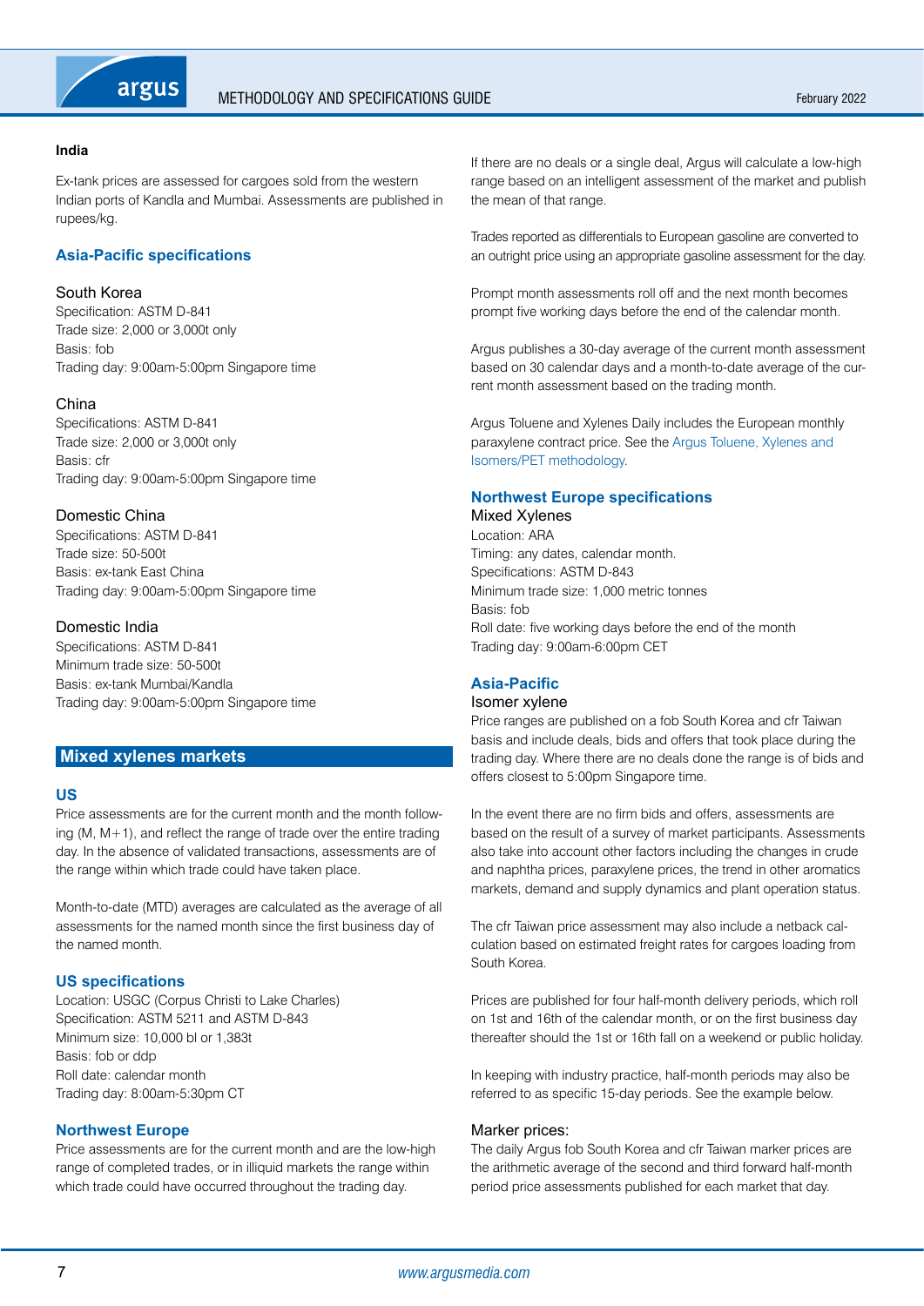### India

Ex-tank prices are assessed for cargoes sold from the western Indian ports of Kandla and Mumbai. Assessments are published in rupees/kg.

### Asia-Pacific specifications

South Korea
Specification: ASTM D-841
Trade size: 2,000 or 3,000t only
Basis: fob
Trading day: 9:00am-5:00pm Singapore time

China
Specifications: ASTM D-841
Trade size: 2,000 or 3,000t only
Basis: cfr
Trading day: 9:00am-5:00pm Singapore time

Domestic China
Specifications: ASTM D-841
Trade size: 50-500t
Basis: ex-tank East China
Trading day: 9:00am-5:00pm Singapore time

Domestic India
Specifications: ASTM D-841
Minimum trade size: 50-500t
Basis: ex-tank Mumbai/Kandla
Trading day: 9:00am-5:00pm Singapore time

## Mixed xylenes markets

### US

Price assessments are for the current month and the month following (M, M+1), and reflect the range of trade over the entire trading day. In the absence of validated transactions, assessments are of the range within which trade could have taken place.

Month-to-date (MTD) averages are calculated as the average of all assessments for the named month since the first business day of the named month.

### US specifications

Location: USGC (Corpus Christi to Lake Charles)
Specification: ASTM 5211 and ASTM D-843
Minimum size: 10,000 bl or 1,383t
Basis: fob or ddp
Roll date: calendar month
Trading day: 8:00am-5:30pm CT

### Northwest Europe

Price assessments are for the current month and are the low-high range of completed trades, or in illiquid markets the range within which trade could have occurred throughout the trading day.

If there are no deals or a single deal, Argus will calculate a low-high range based on an intelligent assessment of the market and publish the mean of that range.

Trades reported as differentials to European gasoline are converted to an outright price using an appropriate gasoline assessment for the day.

Prompt month assessments roll off and the next month becomes prompt five working days before the end of the calendar month.

Argus publishes a 30-day average of the current month assessment based on 30 calendar days and a month-to-date average of the current month assessment based on the trading month.

Argus Toluene and Xylenes Daily includes the European monthly paraxylene contract price. See the Argus Toluene, Xylenes and Isomers/PET methodology.

### Northwest Europe specifications

Mixed Xylenes
Location: ARA
Timing: any dates, calendar month.
Specifications: ASTM D-843
Minimum trade size: 1,000 metric tonnes
Basis: fob
Roll date: five working days before the end of the month
Trading day: 9:00am-6:00pm CET

### Asia-Pacific

Isomer xylene

Price ranges are published on a fob South Korea and cfr Taiwan basis and include deals, bids and offers that took place during the trading day. Where there are no deals done the range is of bids and offers closest to 5:00pm Singapore time.

In the event there are no firm bids and offers, assessments are based on the result of a survey of market participants. Assessments also take into account other factors including the changes in crude and naphtha prices, paraxylene prices, the trend in other aromatics markets, demand and supply dynamics and plant operation status.

The cfr Taiwan price assessment may also include a netback calculation based on estimated freight rates for cargoes loading from South Korea.

Prices are published for four half-month delivery periods, which roll on 1st and 16th of the calendar month, or on the first business day thereafter should the 1st or 16th fall on a weekend or public holiday.

In keeping with industry practice, half-month periods may also be referred to as specific 15-day periods. See the example below.

Marker prices:

The daily Argus fob South Korea and cfr Taiwan marker prices are the arithmetic average of the second and third forward half-month period price assessments published for each market that day.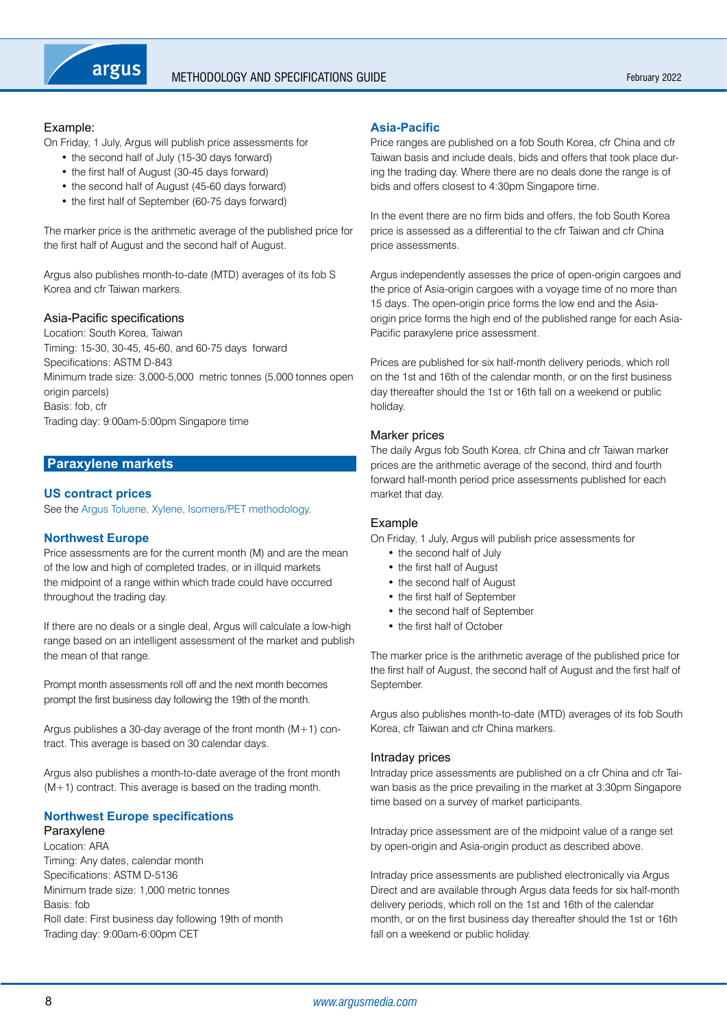Example:

On Friday, 1 July, Argus will publish price assessments for

- the second half of July (15-30 days forward)
- the first half of August (30-45 days forward)
- the second half of August (45-60 days forward)
- the first half of September (60-75 days forward)

The marker price is the arithmetic average of the published price for the first half of August and the second half of August.

Argus also publishes month-to-date (MTD) averages of its fob S Korea and cfr Taiwan markers.

### Asia-Pacific specifications

Location: South Korea, Taiwan
Timing: 15-30, 30-45, 45-60, and 60-75 days forward
Specifications: ASTM D-843
Minimum trade size: 3,000-5,000 metric tonnes (5,000 tonnes open origin parcels)
Basis: fob, cfr
Trading day: 9:00am-5:00pm Singapore time

## Paraxylene markets

### US contract prices

See the Argus Toluene, Xylene, Isomers/PET methodology.

### Northwest Europe

Price assessments are for the current month (M) and are the mean of the low and high of completed trades, or in illiquid markets the midpoint of a range within which trade could have occurred throughout the trading day.

If there are no deals or a single deal, Argus will calculate a low-high range based on an intelligent assessment of the market and publish the mean of that range.

Prompt month assessments roll off and the next month becomes prompt the first business day following the 19th of the month.

Argus publishes a 30-day average of the front month (M+1) contract. This average is based on 30 calendar days.

Argus also publishes a month-to-date average of the front month (M+1) contract. This average is based on the trading month.

### Northwest Europe specifications

Paraxylene

Location: ARA
Timing: Any dates, calendar month
Specifications: ASTM D-5136
Minimum trade size: 1,000 metric tonnes
Basis: fob
Roll date: First business day following 19th of month
Trading day: 9:00am-6:00pm CET

### Asia-Pacific

Price ranges are published on a fob South Korea, cfr China and cfr Taiwan basis and include deals, bids and offers that took place during the trading day. Where there are no deals done the range is of bids and offers closest to 4:30pm Singapore time.

In the event there are no firm bids and offers, the fob South Korea price is assessed as a differential to the cfr Taiwan and cfr China price assessments.

Argus independently assesses the price of open-origin cargoes and the price of Asia-origin cargoes with a voyage time of no more than 15 days. The open-origin price forms the low end and the Asia-origin price forms the high end of the published range for each Asia-Pacific paraxylene price assessment.

Prices are published for six half-month delivery periods, which roll on the 1st and 16th of the calendar month, or on the first business day thereafter should the 1st or 16th fall on a weekend or public holiday.

### Marker prices

The daily Argus fob South Korea, cfr China and cfr Taiwan marker prices are the arithmetic average of the second, third and fourth forward half-month period price assessments published for each market that day.

### Example

On Friday, 1 July, Argus will publish price assessments for

- the second half of July
- the first half of August
- the second half of August
- the first half of September
- the second half of September
- the first half of October

The marker price is the arithmetic average of the published price for the first half of August, the second half of August and the first half of September.

Argus also publishes month-to-date (MTD) averages of its fob South Korea, cfr Taiwan and cfr China markers.

### Intraday prices

Intraday price assessments are published on a cfr China and cfr Taiwan basis as the price prevailing in the market at 3:30pm Singapore time based on a survey of market participants.

Intraday price assessment are of the midpoint value of a range set by open-origin and Asia-origin product as described above.

Intraday price assessments are published electronically via Argus Direct and are available through Argus data feeds for six half-month delivery periods, which roll on the 1st and 16th of the calendar month, or on the first business day thereafter should the 1st or 16th fall on a weekend or public holiday.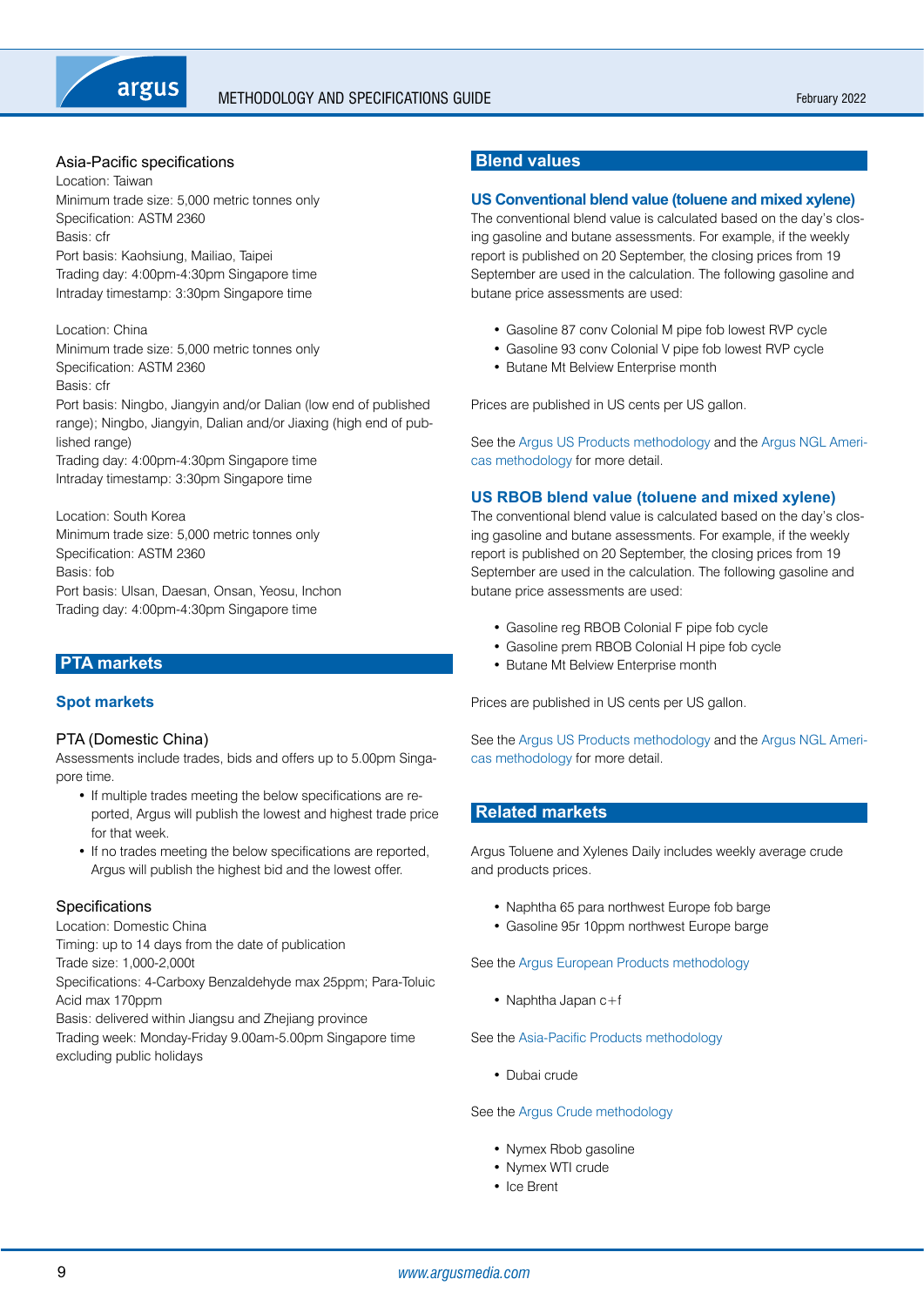Asia-Pacific specifications

Location: Taiwan
Minimum trade size: 5,000 metric tonnes only
Specification: ASTM 2360
Basis: cfr
Port basis: Kaohsiung, Mailiao, Taipei
Trading day: 4:00pm-4:30pm Singapore time
Intraday timestamp: 3:30pm Singapore time

Location: China
Minimum trade size: 5,000 metric tonnes only
Specification: ASTM 2360
Basis: cfr
Port basis: Ningbo, Jiangyin and/or Dalian (low end of published range); Ningbo, Jiangyin, Dalian and/or Jiaxing (high end of published range)
Trading day: 4:00pm-4:30pm Singapore time
Intraday timestamp: 3:30pm Singapore time

Location: South Korea
Minimum trade size: 5,000 metric tonnes only
Specification: ASTM 2360
Basis: fob
Port basis: Ulsan, Daesan, Onsan, Yeosu, Inchon
Trading day: 4:00pm-4:30pm Singapore time

## PTA markets

### Spot markets

PTA (Domestic China)

Assessments include trades, bids and offers up to 5.00pm Singapore time.

- If multiple trades meeting the below specifications are reported, Argus will publish the lowest and highest trade price for that week.
- If no trades meeting the below specifications are reported, Argus will publish the highest bid and the lowest offer.

Specifications

Location: Domestic China
Timing: up to 14 days from the date of publication
Trade size: 1,000-2,000t
Specifications: 4-Carboxy Benzaldehyde max 25ppm; Para-Toluic Acid max 170ppm
Basis: delivered within Jiangsu and Zhejiang province
Trading week: Monday-Friday 9.00am-5.00pm Singapore time excluding public holidays

## Blend values

### US Conventional blend value (toluene and mixed xylene)

The conventional blend value is calculated based on the day's closing gasoline and butane assessments. For example, if the weekly report is published on 20 September, the closing prices from 19 September are used in the calculation. The following gasoline and butane price assessments are used:

- Gasoline 87 conv Colonial M pipe fob lowest RVP cycle
- Gasoline 93 conv Colonial V pipe fob lowest RVP cycle
- Butane Mt Belview Enterprise month

Prices are published in US cents per US gallon.

See the Argus US Products methodology and the Argus NGL Americas methodology for more detail.

### US RBOB blend value (toluene and mixed xylene)

The conventional blend value is calculated based on the day's closing gasoline and butane assessments. For example, if the weekly report is published on 20 September, the closing prices from 19 September are used in the calculation. The following gasoline and butane price assessments are used:

- Gasoline reg RBOB Colonial F pipe fob cycle
- Gasoline prem RBOB Colonial H pipe fob cycle
- Butane Mt Belview Enterprise month

Prices are published in US cents per US gallon.

See the Argus US Products methodology and the Argus NGL Americas methodology for more detail.

## Related markets

Argus Toluene and Xylenes Daily includes weekly average crude and products prices.

- Naphtha 65 para northwest Europe fob barge
- Gasoline 95r 10ppm northwest Europe barge

See the Argus European Products methodology

- Naphtha Japan c+f

See the Asia-Pacific Products methodology

- Dubai crude

See the Argus Crude methodology

- Nymex Rbob gasoline
- Nymex WTI crude
- Ice Brent